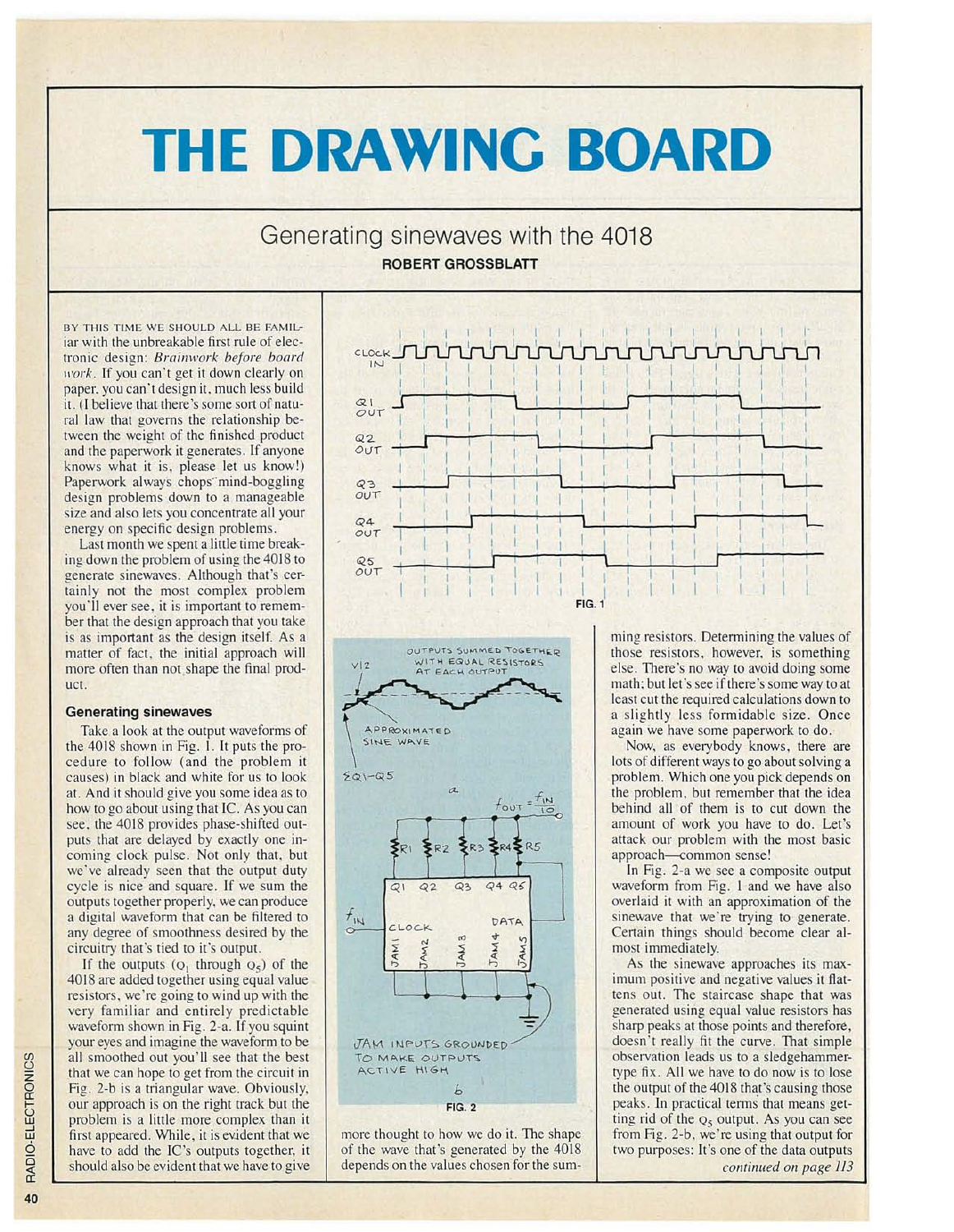# THE DRAWING BOARD

## Generating sinewaves with the 4018

**ROBERT GROSSBLATT**

BY THIS TIME WE SHOULD ALL BE FAMILiar with the unbreakable first rule of electronic design: *Brainwork before board work.* If you can't get it down clearly on paper, you can't design it, much less build it. (I believe that there's some sort of natural law that governs the relationship between the weight of the finished product and the paperwork it generates. If anyone knows what it is, please let us know!) Paperwork always chops mind-boggling design problems down to a manageable size and also lets you concentrate all your energy on specific design problems.

Last month we spent a little time breaking down the problem of using the 4018 to generate sinewaves. Although that's certainly not the most complex problem you'll ever see, it is important to remember that the design approach that you take is as important as the design itself. As a matter of fact, the initial approach will more often than not shape the final product.

### Generating sinewaves

Take a look at the output waveforms of the 4018 shown in Fig. 1. It puts the procedure to follow (and the problem it causes) in black and white for us to look at. And it should give you some idea as to how to go about using that IC. As you can see, the 4018 provides phase-shifted outputs that are delayed by exactly one incoming clock pulse. Not only that, but we've already seen that the output duty cycle is nice and square. If we sum the outputs together properly, we can produce a digital waveform that can be filtered to any degree of smoothness desired by the circuitry that's tied to it's output.

If the outputs ($Q_1$ through $Q_5$) of the 4018 are added together using equal value resistors, we're going to wind up with the very familiar and entirely predictable waveform shown in Fig. 2-a. If you squint your eyes and imagine the waveform to be all smoothed out you'll see that the best that we can hope to get from the circuit in Fig. 2-b is a triangular wave. Obviously, our approach is on the right track but the problem is a little more complex than it first appeared. While, it is evident that we have to add the IC's outputs together, it should also be evident that we have to give more thought to how we do it. The shape of the wave that's generated by the 4018 depends on the values chosen for the summing resistors. Determining the values of those resistors, however, is something else. There's no way to avoid doing some math; but let's see if there's some way to at least cut the required calculations down to a slightly less formidable size. Once again we have some paperwork to do.

FIG. 1

FIG. 2

Now, as everybody knows, there are lots of different ways to go about solving a problem. Which one you pick depends on the problem, but remember that the idea behind all of them is to cut down the amount of work you have to do. Let's attack our problem with the most basic approach—common sense!

In Fig. 2-a we see a composite output waveform from Fig. 1 and we have also overlaid it with an approximation of the sinewave that we're trying to generate. Certain things should become clear almost immediately.

As the sinewave approaches its maximum positive and negative values it flattens out. The staircase shape that was generated using equal value resistors has sharp peaks at those points and therefore, doesn't really fit the curve. That simple observation leads us to a sledgehammer-type fix. All we have to do now is to lose the output of the 4018 that's causing those peaks. In practical terms that means getting rid of the $Q_5$ output. As you can see from Fig. 2-b, we're using that output for two purposes: It's one of the data outputs

*continued on page 113*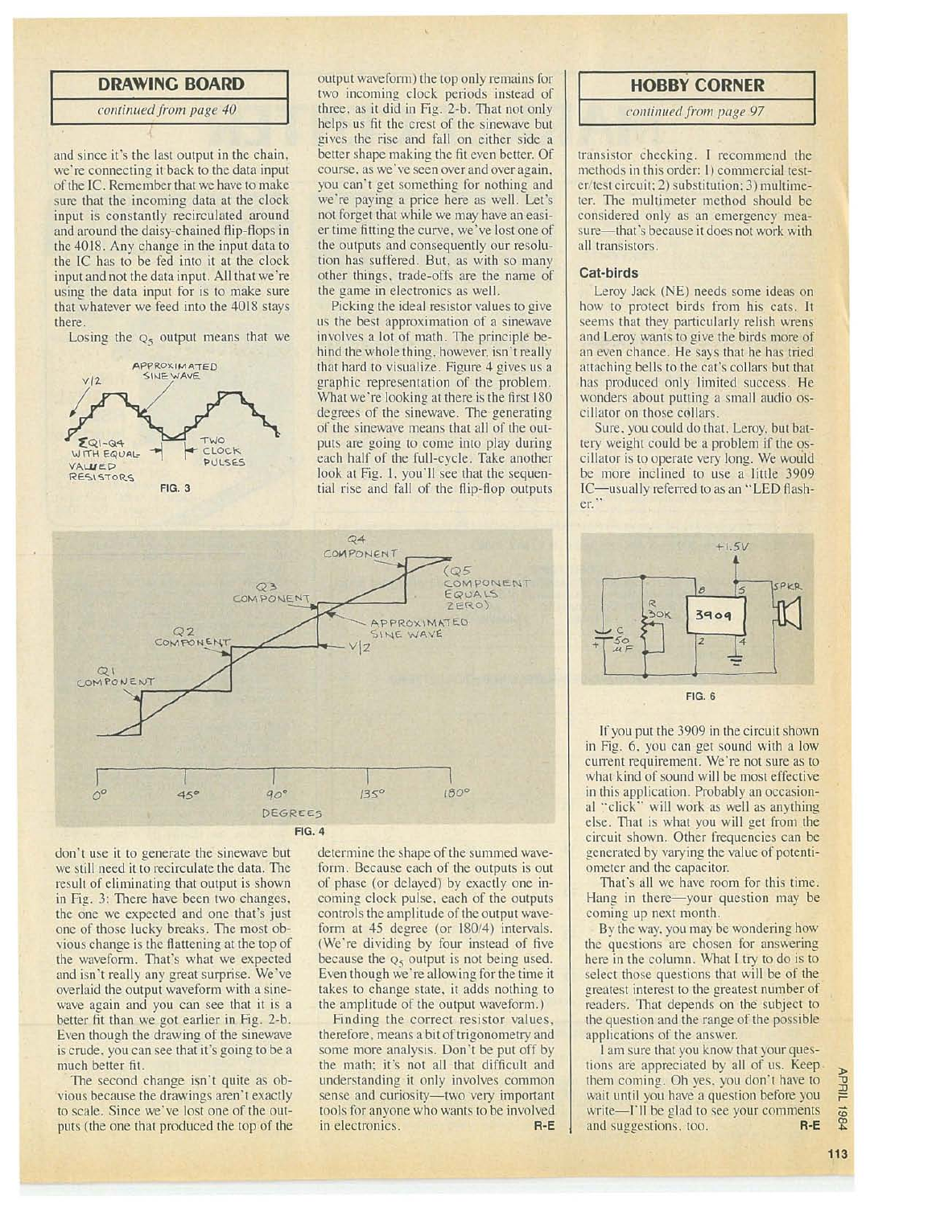## DRAWING BOARD

*continued from page 40*

and since it's the last output in the chain, we're connecting it back to the data input of the IC. Remember that we have to make sure that the incoming data at the clock input is constantly recirculated around and around the daisy-chained flip-flops in the 4018. Any change in the input data to the IC has to be fed into it at the clock input and not the data input. All that we're using the data input for is to make sure that whatever we feed into the 4018 stays there.

Losing the $Q_5$ output means that we don't use it to generate the sinewave but we still need it to recirculate the data. The result of eliminating that output is shown in Fig. 3: There have been two changes, the one we expected and one that's just one of those lucky breaks. The most obvious change is the flattening at the top of the waveform. That's what we expected and isn't really any great surprise. We've overlaid the output waveform with a sinewave again and you can see that it is a better fit than we got earlier in Fig. 2-b. Even though the drawing of the sinewave is crude, you can see that it's going to be a much better fit.

APPROXIMATED SINE WAVE
V/2
ΣQ1–Q4 WITH EQUAL-VALUED RESISTORS
TWO CLOCK PULSES

FIG. 3

The second change isn't quite as obvious because the drawings aren't exactly to scale. Since we've lost one of the outputs (the one that produced the top of the output waveform) the top only remains for two incoming clock periods instead of three, as it did in Fig. 2-b. That not only helps us fit the crest of the sinewave but gives the rise and fall on either side a better shape making the fit even better. Of course, as we've seen over and over again, you can't get something for nothing and we're paying a price here as well. Let's not forget that while we may have an easier time fitting the curve, we've lost one of the outputs and consequently our resolution has suffered. But, as with so many other things, trade-offs are the name of the game in electronics as well.

Picking the ideal resistor values to give us the best approximation of a sinewave involves a lot of math. The principle behind the whole thing, however, isn't really that hard to visualize. Figure 4 gives us a graphic representation of the problem. What we're looking at there is the first 180 degrees of the sinewave. The generating of the sinewave means that all of the outputs are going to come into play during each half of the full-cycle. Take another look at Fig. 1, you'll see that the sequential rise and fall of the flip-flop outputs determine the shape of the summed waveform. Because each of the outputs is out of phase (or delayed) by exactly one incoming clock pulse, each of the outputs controls the amplitude of the output waveform at 45 degree (or 180/4) intervals. (We're dividing by four instead of five because the $Q_5$ output is not being used. Even though we're allowing for the time it takes to change state, it adds nothing to the amplitude of the output waveform.)

Q4 COMPONENT
(Q5 COMPONENT EQUALS ZERO)
Q3 COMPONENT
APPROXIMATED SINE WAVE
Q2 COMPONENT
V/2
Q1 COMPONENT
0° 45° 90° 135° 180°
DEGREES

FIG. 4

Finding the correct resistor values, therefore, means a bit of trigonometry and some more analysis. Don't be put off by the math; it's not all that difficult and understanding it only involves common sense and curiosity—two very important tools for anyone who wants to be involved in electronics. **R-E**

## HOBBY CORNER

*continued from page 97*

transistor checking. I recommend the methods in this order: 1) commercial tester/test circuit; 2) substitution; 3) multimeter. The multimeter method should be considered only as an emergency measure—that's because it does not work with all transistors.

### Cat-birds

Leroy Jack (NE) needs some ideas on how to protect birds from his cats. It seems that they particularly relish wrens and Leroy wants to give the birds more of an even chance. He says that he has tried attaching bells to the cat's collars but that has produced only limited success. He wonders about putting a small audio oscillator on those collars.

Sure, you could do that, Leroy, but battery weight could be a problem if the oscillator is to operate very long. We would be more inclined to use a little 3909 IC—usually referred to as an "LED flasher."

+1.5V
8 5
SPKR
R 30K
3909
C 50 μF
2 4

FIG. 6

If you put the 3909 in the circuit shown in Fig. 6, you can get sound with a low current requirement. We're not sure as to what kind of sound will be most effective in this application. Probably an occasional "click" will work as well as anything else. That is what you will get from the circuit shown. Other frequencies can be generated by varying the value of potentiometer and the capacitor.

That's all we have room for this time. Hang in there—your question may be coming up next month.

By the way, you may be wondering how the questions are chosen for answering here in the column. What I try to do is to select those questions that will be of the greatest interest to the greatest number of readers. That depends on the subject to the question and the range of the possible applications of the answer.

I am sure that you know that your questions are appreciated by all of us. Keep them coming. Oh yes, you don't have to wait until you have a question before you write—I'll be glad to see your comments and suggestions, too. **R-E**